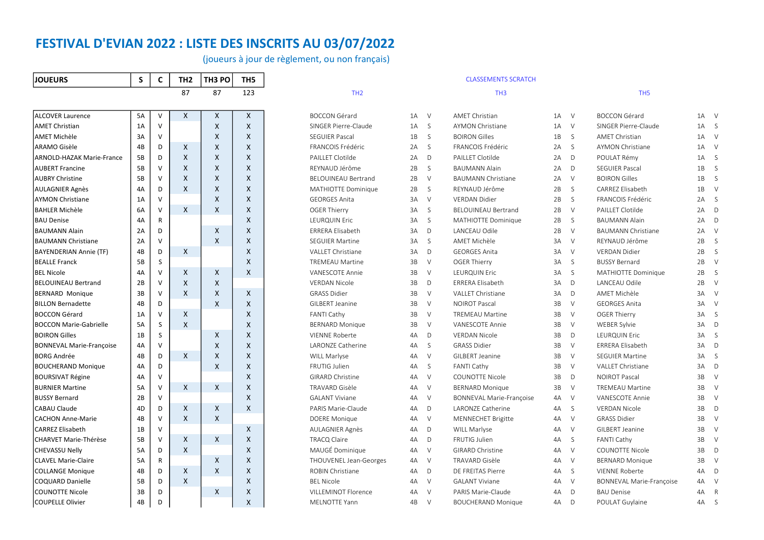# FESTIVAL D'EVIAN 2022 : LISTE DES INSCRITS AU 03/07/2022

(joueurs à jour de règlement, ou non français)

| JOUEURS | S | C | TH2 | TH3 PO | TH5 |
|---|---|---|---|---|---|
| | | | 87 | 87 | 123 |
| ALCOVER Laurence | 5A | V | X | X | X |
| AMET Christian | 1A | V | | X | X |
| AMET Michèle | 3A | V | | X | X |
| ARAMO Gisèle | 4B | D | X | X | X |
| ARNOLD-HAZAK Marie-France | 5B | D | X | X | X |
| AUBERT Francine | 5B | V | X | X | X |
| AUBRY Christine | 5B | V | X | X | X |
| AULAGNIER Agnès | 4A | D | X | X | X |
| AYMON Christiane | 1A | V | | X | X |
| BAHLER Michèle | 6A | V | X | X | X |
| BAU Denise | 4A | R | | | X |
| BAUMANN Alain | 2A | D | | X | X |
| BAUMANN Christiane | 2A | V | | X | X |
| BAYENDERIAN Annie (TF) | 4B | D | X | | X |
| BEALLE Franck | 5B | S | | | X |
| BEL Nicole | 4A | V | X | X | X |
| BELOUINEAU Bertrand | 2B | V | X | X | |
| BERNARD Monique | 3B | V | X | X | X |
| BILLON Bernadette | 4B | D | | X | X |
| BOCCON Gérard | 1A | V | X | | X |
| BOCCON Marie-Gabrielle | 5A | S | X | | X |
| BOIRON Gilles | 1B | S | | X | X |
| BONNEVAL Marie-Françoise | 4A | V | | X | X |
| BORG Andrée | 4B | D | X | X | X |
| BOUCHERAND Monique | 4A | D | | X | X |
| BOURSIVAT Régine | 4A | V | | | X |
| BURNIER Martine | 5A | V | X | X | X |
| BUSSY Bernard | 2B | V | | | X |
| CABAU Claude | 4D | D | X | X | X |
| CACHON Anne-Marie | 4B | V | X | X | |
| CARREZ Elisabeth | 1B | V | | | X |
| CHARVET Marie-Thérèse | 5B | V | X | X | X |
| CHEVASSU Nelly | 5A | D | X | | X |
| CLAVEL Marie-Claire | 5A | R | | X | X |
| COLLANGE Monique | 4B | D | X | X | X |
| COQUARD Danielle | 5B | D | X | | X |
| COUNOTTE Nicole | 3B | D | | X | X |
| COUPELLE Olivier | 4B | D | | | X |

## CLASSEMENTS SCRATCH

### TH2

| Joueur | S | C |
|---|---|---|
| BOCCON Gérard | 1A | V |
| SINGER Pierre-Claude | 1A | S |
| SEGUIER Pascal | 1B | S |
| FRANCOIS Frédéric | 2A | S |
| PAILLET Clotilde | 2A | D |
| REYNAUD Jérôme | 2B | S |
| BELOUINEAU Bertrand | 2B | V |
| MATHIOTTE Dominique | 2B | S |
| GEORGES Anita | 3A | V |
| OGER Thierry | 3A | S |
| LEURQUIN Eric | 3A | S |
| ERRERA Elisabeth | 3A | D |
| SEGUIER Martine | 3A | S |
| VALLET Christiane | 3A | D |
| TREMEAU Martine | 3B | V |
| VANESCOTE Annie | 3B | V |
| VERDAN Nicole | 3B | D |
| GRASS Didier | 3B | V |
| GILBERT Jeanine | 3B | V |
| FANTI Cathy | 3B | V |
| BERNARD Monique | 3B | V |
| VIENNE Roberte | 4A | D |
| LARONZE Catherine | 4A | S |
| WILL Marlyse | 4A | V |
| FRUTIG Julien | 4A | S |
| GIRARD Christine | 4A | V |
| TRAVARD Gisèle | 4A | V |
| GALANT Viviane | 4A | V |
| PARIS Marie-Claude | 4A | D |
| DOERE Monique | 4A | V |
| AULAGNIER Agnès | 4A | D |
| TRACQ Claire | 4A | D |
| MAUGÉ Dominique | 4A | V |
| THOUVENEL Jean-Georges | 4A | V |
| ROBIN Christiane | 4A | D |
| BEL Nicole | 4A | V |
| VILLEMINOT Florence | 4A | V |
| MELNOTTE Yann | 4B | V |

### TH3

| Joueur | S | C |
|---|---|---|
| AMET Christian | 1A | V |
| AYMON Christiane | 1A | V |
| BOIRON Gilles | 1B | S |
| FRANCOIS Frédéric | 2A | S |
| PAILLET Clotilde | 2A | D |
| BAUMANN Alain | 2A | D |
| BAUMANN Christiane | 2A | V |
| REYNAUD Jérôme | 2B | S |
| VERDAN Didier | 2B | S |
| BELOUINEAU Bertrand | 2B | V |
| MATHIOTTE Dominique | 2B | S |
| LANCEAU Odile | 2B | V |
| AMET Michèle | 3A | V |
| GEORGES Anita | 3A | V |
| OGER Thierry | 3A | S |
| LEURQUIN Eric | 3A | S |
| ERRERA Elisabeth | 3A | D |
| VALLET Christiane | 3A | D |
| NOIROT Pascal | 3B | V |
| TREMEAU Martine | 3B | V |
| VANESCOTE Annie | 3B | V |
| VERDAN Nicole | 3B | D |
| GRASS Didier | 3B | V |
| GILBERT Jeanine | 3B | V |
| FANTI Cathy | 3B | V |
| COUNOTTE Nicole | 3B | D |
| BERNARD Monique | 3B | V |
| BONNEVAL Marie-Françoise | 4A | V |
| LARONZE Catherine | 4A | S |
| MENNECHET Brigitte | 4A | V |
| WILL Marlyse | 4A | V |
| FRUTIG Julien | 4A | S |
| GIRARD Christine | 4A | V |
| TRAVARD Gisèle | 4A | V |
| DE FREITAS Pierre | 4A | S |
| GALANT Viviane | 4A | V |
| PARIS Marie-Claude | 4A | D |
| BOUCHERAND Monique | 4A | D |

### TH5

| Joueur | S | C |
|---|---|---|
| BOCCON Gérard | 1A | V |
| SINGER Pierre-Claude | 1A | S |
| AMET Christian | 1A | V |
| AYMON Christiane | 1A | V |
| POULAT Rémy | 1A | S |
| SEGUIER Pascal | 1B | S |
| BOIRON Gilles | 1B | S |
| CARREZ Elisabeth | 1B | V |
| FRANCOIS Frédéric | 2A | S |
| PAILLET Clotilde | 2A | D |
| BAUMANN Alain | 2A | D |
| BAUMANN Christiane | 2A | V |
| REYNAUD Jérôme | 2B | S |
| VERDAN Didier | 2B | S |
| BUSSY Bernard | 2B | V |
| MATHIOTTE Dominique | 2B | S |
| LANCEAU Odile | 2B | V |
| AMET Michèle | 3A | V |
| GEORGES Anita | 3A | V |
| OGER Thierry | 3A | S |
| WEBER Sylvie | 3A | D |
| LEURQUIN Eric | 3A | S |
| ERRERA Elisabeth | 3A | D |
| SEGUIER Martine | 3A | S |
| VALLET Christiane | 3A | D |
| NOIROT Pascal | 3B | V |
| TREMEAU Martine | 3B | V |
| VANESCOTE Annie | 3B | V |
| VERDAN Nicole | 3B | D |
| GRASS Didier | 3B | V |
| GILBERT Jeanine | 3B | V |
| FANTI Cathy | 3B | V |
| COUNOTTE Nicole | 3B | D |
| BERNARD Monique | 3B | V |
| VIENNE Roberte | 4A | D |
| BONNEVAL Marie-Françoise | 4A | V |
| BAU Denise | 4A | R |
| POULAT Guylaine | 4A | S |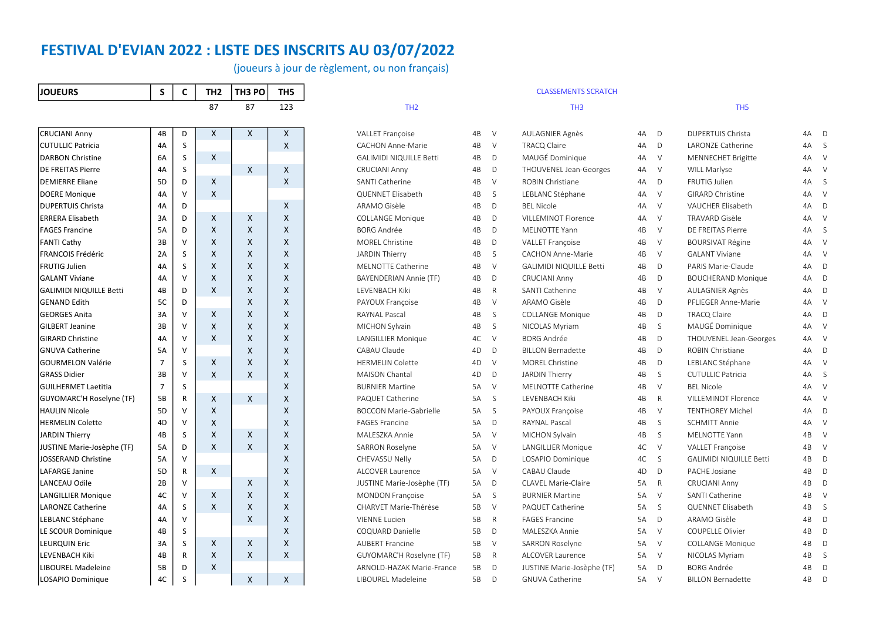# FESTIVAL D'EVIAN 2022 : LISTE DES INSCRITS AU 03/07/2022

(joueurs à jour de règlement, ou non français)

| JOUEURS | S | C | TH2 | TH3 PO | TH5 |
|---|---|---|---|---|---|
| | | | 87 | 87 | 123 |
| CRUCIANI Anny | 4B | D | X | X | X |
| CUTULLIC Patricia | 4A | S | | | X |
| DARBON Christine | 6A | S | X | | |
| DE FREITAS Pierre | 4A | S | | X | X |
| DEMIERRE Eliane | 5D | D | X | | X |
| DOERE Monique | 4A | V | X | | |
| DUPERTUIS Christa | 4A | D | | | X |
| ERRERA Elisabeth | 3A | D | X | X | X |
| FAGES Francine | 5A | D | X | X | X |
| FANTI Cathy | 3B | V | X | X | X |
| FRANCOIS Frédéric | 2A | S | X | X | X |
| FRUTIG Julien | 4A | S | X | X | X |
| GALANT Viviane | 4A | V | X | X | X |
| GALIMIDI NIQUILLE Betti | 4B | D | X | X | X |
| GENAND Edith | 5C | D | | X | X |
| GEORGES Anita | 3A | V | X | X | X |
| GILBERT Jeanine | 3B | V | X | X | X |
| GIRARD Christine | 4A | V | X | X | X |
| GNUVA Catherine | 5A | V | | X | X |
| GOURMELON Valérie | 7 | S | X | X | X |
| GRASS Didier | 3B | V | X | X | X |
| GUILHERMET Laetitia | 7 | S | | | X |
| GUYOMARC'H Roselyne (TF) | 5B | R | X | X | X |
| HAULIN Nicole | 5D | V | X | | X |
| HERMELIN Colette | 4D | V | X | | X |
| JARDIN Thierry | 4B | S | X | X | X |
| JUSTINE Marie-Josèphe (TF) | 5A | D | X | X | X |
| JOSSERAND Christine | 5A | V | | | X |
| LAFARGE Janine | 5D | R | X | | X |
| LANCEAU Odile | 2B | V | | X | X |
| LANGILLIER Monique | 4C | V | X | X | X |
| LARONZE Catherine | 4A | S | X | X | X |
| LEBLANC Stéphane | 4A | V | | X | X |
| LE SCOUR Dominique | 4B | S | | | X |
| LEURQUIN Eric | 3A | S | X | X | X |
| LEVENBACH Kiki | 4B | R | X | X | X |
| LIBOUREL Madeleine | 5B | D | X | | |
| LOSAPIO Dominique | 4C | S | | X | X |

CLASSEMENTS SCRATCH

| TH2 | | | TH3 | | | TH5 | | |
|---|---|---|---|---|---|---|---|---|
| VALLET Françoise | 4B | V | AULAGNIER Agnès | 4A | D | DUPERTUIS Christa | 4A | D |
| CACHON Anne-Marie | 4B | V | TRACQ Claire | 4A | D | LARONZE Catherine | 4A | S |
| GALIMIDI NIQUILLE Betti | 4B | D | MAUGÉ Dominique | 4A | V | MENNECHET Brigitte | 4A | V |
| CRUCIANI Anny | 4B | D | THOUVENEL Jean-Georges | 4A | V | WILL Marlyse | 4A | V |
| SANTI Catherine | 4B | V | ROBIN Christiane | 4A | D | FRUTIG Julien | 4A | S |
| QUENNET Elisabeth | 4B | S | LEBLANC Stéphane | 4A | V | GIRARD Christine | 4A | V |
| ARAMO Gisèle | 4B | D | BEL Nicole | 4A | V | VAUCHER Elisabeth | 4A | D |
| COLLANGE Monique | 4B | D | VILLEMINOT Florence | 4A | V | TRAVARD Gisèle | 4A | V |
| BORG Andrée | 4B | D | MELNOTTE Yann | 4B | V | DE FREITAS Pierre | 4A | S |
| MOREL Christine | 4B | D | VALLET Françoise | 4B | V | BOURSIVAT Régine | 4A | V |
| JARDIN Thierry | 4B | S | CACHON Anne-Marie | 4B | V | GALANT Viviane | 4A | V |
| MELNOTTE Catherine | 4B | V | GALIMIDI NIQUILLE Betti | 4B | D | PARIS Marie-Claude | 4A | D |
| BAYENDERIAN Annie (TF) | 4B | D | CRUCIANI Anny | 4B | D | BOUCHERAND Monique | 4A | D |
| LEVENBACH Kiki | 4B | R | SANTI Catherine | 4B | V | AULAGNIER Agnès | 4A | D |
| PAYOUX Françoise | 4B | V | ARAMO Gisèle | 4B | D | PFLIEGER Anne-Marie | 4A | V |
| RAYNAL Pascal | 4B | S | COLLANGE Monique | 4B | D | TRACQ Claire | 4A | D |
| MICHON Sylvain | 4B | S | NICOLAS Myriam | 4B | S | MAUGÉ Dominique | 4A | V |
| LANGILLIER Monique | 4C | V | BORG Andrée | 4B | D | THOUVENEL Jean-Georges | 4A | V |
| CABAU Claude | 4D | D | BILLON Bernadette | 4B | D | ROBIN Christiane | 4A | D |
| HERMELIN Colette | 4D | V | MOREL Christine | 4B | D | LEBLANC Stéphane | 4A | V |
| MAISON Chantal | 4D | D | JARDIN Thierry | 4B | S | CUTULLIC Patricia | 4A | S |
| BURNIER Martine | 5A | V | MELNOTTE Catherine | 4B | V | BEL Nicole | 4A | V |
| PAQUET Catherine | 5A | S | LEVENBACH Kiki | 4B | R | VILLEMINOT Florence | 4A | V |
| BOCCON Marie-Gabrielle | 5A | S | PAYOUX Françoise | 4B | V | TENTHOREY Michel | 4A | D |
| FAGES Francine | 5A | D | RAYNAL Pascal | 4B | S | SCHMITT Annie | 4A | V |
| MALESZKA Annie | 5A | V | MICHON Sylvain | 4B | S | MELNOTTE Yann | 4B | V |
| SARRON Roselyne | 5A | V | LANGILLIER Monique | 4C | V | VALLET Françoise | 4B | V |
| CHEVASSU Nelly | 5A | D | LOSAPIO Dominique | 4C | S | GALIMIDI NIQUILLE Betti | 4B | D |
| ALCOVER Laurence | 5A | V | CABAU Claude | 4D | D | PACHE Josiane | 4B | D |
| JUSTINE Marie-Josèphe (TF) | 5A | D | CLAVEL Marie-Claire | 5A | R | CRUCIANI Anny | 4B | D |
| MONDON Françoise | 5A | S | BURNIER Martine | 5A | V | SANTI Catherine | 4B | V |
| CHARVET Marie-Thérèse | 5B | V | PAQUET Catherine | 5A | S | QUENNET Elisabeth | 4B | S |
| VIENNE Lucien | 5B | R | FAGES Francine | 5A | D | ARAMO Gisèle | 4B | D |
| COQUARD Danielle | 5B | D | MALESZKA Annie | 5A | V | COUPELLE Olivier | 4B | D |
| AUBERT Francine | 5B | V | SARRON Roselyne | 5A | V | COLLANGE Monique | 4B | D |
| GUYOMARC'H Roselyne (TF) | 5B | R | ALCOVER Laurence | 5A | V | NICOLAS Myriam | 4B | S |
| ARNOLD-HAZAK Marie-France | 5B | D | JUSTINE Marie-Josèphe (TF) | 5A | D | BORG Andrée | 4B | D |
| LIBOUREL Madeleine | 5B | D | GNUVA Catherine | 5A | V | BILLON Bernadette | 4B | D |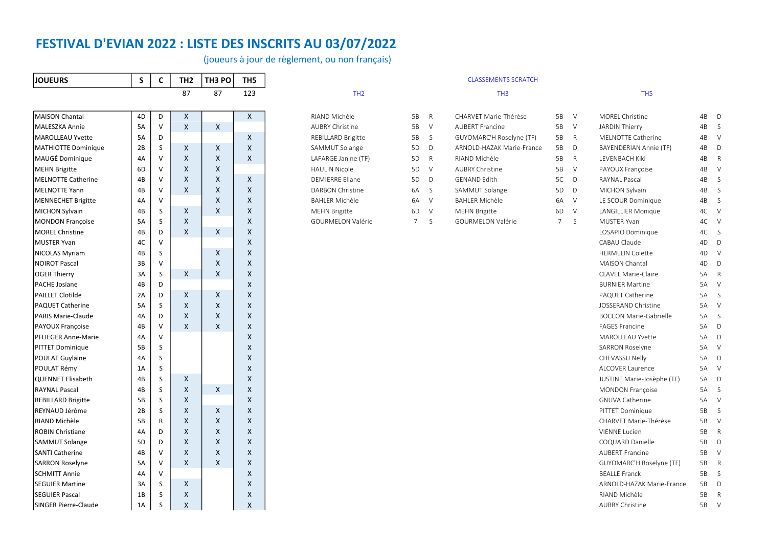# FESTIVAL D'EVIAN 2022 : LISTE DES INSCRITS AU 03/07/2022

(joueurs à jour de règlement, ou non français)

| JOUEURS | S | C | TH2 | TH3 PO | TH5 |
|---|---|---|---|---|---|
| | | | 87 | 87 | 123 |
| MAISON Chantal | 4D | D | X | | X |
| MALESZKA Annie | 5A | V | X | X | |
| MAROLLEAU Yvette | 5A | D | | | X |
| MATHIOTTE Dominique | 2B | S | X | X | X |
| MAUGÉ Dominique | 4A | V | X | X | X |
| MEHN Brigitte | 6D | V | X | X | |
| MELNOTTE Catherine | 4B | V | X | X | X |
| MELNOTTE Yann | 4B | V | X | X | X |
| MENNECHET Brigitte | 4A | V | | X | X |
| MICHON Sylvain | 4B | S | X | X | X |
| MONDON Françoise | 5A | S | X | | X |
| MOREL Christine | 4B | D | X | X | X |
| MUSTER Yvan | 4C | V | | | X |
| NICOLAS Myriam | 4B | S | | X | X |
| NOIROT Pascal | 3B | V | | X | X |
| OGER Thierry | 3A | S | X | X | X |
| PACHE Josiane | 4B | D | | | X |
| PAILLET Clotilde | 2A | D | X | X | X |
| PAQUET Catherine | 5A | S | X | X | X |
| PARIS Marie-Claude | 4A | D | X | X | X |
| PAYOUX Françoise | 4B | V | X | X | X |
| PFLIEGER Anne-Marie | 4A | V | | | X |
| PITTET Dominique | 5B | S | | | X |
| POULAT Guylaine | 4A | S | | | X |
| POULAT Rémy | 1A | S | | | X |
| QUENNET Elisabeth | 4B | S | X | | X |
| RAYNAL Pascal | 4B | S | X | X | X |
| REBILLARD Brigitte | 5B | S | X | | X |
| REYNAUD Jérôme | 2B | S | X | X | X |
| RIAND Michèle | 5B | R | X | X | X |
| ROBIN Christiane | 4A | D | X | X | X |
| SAMMUT Solange | 5D | D | X | X | X |
| SANTI Catherine | 4B | V | X | X | X |
| SARRON Roselyne | 5A | V | X | X | X |
| SCHMITT Annie | 4A | V | | | X |
| SEGUIER Martine | 3A | S | X | | X |
| SEGUIER Pascal | 1B | S | X | | X |
| SINGER Pierre-Claude | 1A | S | X | | X |

CLASSEMENTS SCRATCH

| TH2 | | | TH3 | | | TH5 | | |
|---|---|---|---|---|---|---|---|---|
| RIAND Michèle | 5B | R | CHARVET Marie-Thérèse | 5B | V | MOREL Christine | 4B | D |
| AUBRY Christine | 5B | V | AUBERT Francine | 5B | V | JARDIN Thierry | 4B | S |
| REBILLARD Brigitte | 5B | S | GUYOMARC'H Roselyne (TF) | 5B | R | MELNOTTE Catherine | 4B | V |
| SAMMUT Solange | 5D | D | ARNOLD-HAZAK Marie-France | 5B | D | BAYENDERIAN Annie (TF) | 4B | D |
| LAFARGE Janine (TF) | 5D | R | RIAND Michèle | 5B | R | LEVENBACH Kiki | 4B | R |
| HAULIN Nicole | 5D | V | AUBRY Christine | 5B | V | PAYOUX Françoise | 4B | V |
| DEMIERRE Eliane | 5D | D | GENAND Edith | 5C | D | RAYNAL Pascal | 4B | S |
| DARBON Christine | 6A | S | SAMMUT Solange | 5D | D | MICHON Sylvain | 4B | S |
| BAHLER Michèle | 6A | V | BAHLER Michèle | 6A | V | LE SCOUR Dominique | 4B | S |
| MEHN Brigitte | 6D | V | MEHN Brigitte | 6D | V | LANGILLIER Monique | 4C | V |
| GOURMELON Valérie | 7 | S | GOURMELON Valérie | 7 | S | MUSTER Yvan | 4C | V |
| | | | | | | LOSAPIO Dominique | 4C | S |
| | | | | | | CABAU Claude | 4D | D |
| | | | | | | HERMELIN Colette | 4D | V |
| | | | | | | MAISON Chantal | 4D | D |
| | | | | | | CLAVEL Marie-Claire | 5A | R |
| | | | | | | BURNIER Martine | 5A | V |
| | | | | | | PAQUET Catherine | 5A | S |
| | | | | | | JOSSERAND Christine | 5A | V |
| | | | | | | BOCCON Marie-Gabrielle | 5A | S |
| | | | | | | FAGES Francine | 5A | D |
| | | | | | | MAROLLEAU Yvette | 5A | D |
| | | | | | | SARRON Roselyne | 5A | V |
| | | | | | | CHEVASSU Nelly | 5A | D |
| | | | | | | ALCOVER Laurence | 5A | V |
| | | | | | | JUSTINE Marie-Josèphe (TF) | 5A | D |
| | | | | | | MONDON Françoise | 5A | S |
| | | | | | | GNUVA Catherine | 5A | V |
| | | | | | | PITTET Dominique | 5B | S |
| | | | | | | CHARVET Marie-Thérèse | 5B | V |
| | | | | | | VIENNE Lucien | 5B | R |
| | | | | | | COQUARD Danielle | 5B | D |
| | | | | | | AUBERT Francine | 5B | V |
| | | | | | | GUYOMARC'H Roselyne (TF) | 5B | R |
| | | | | | | BEALLE Franck | 5B | S |
| | | | | | | ARNOLD-HAZAK Marie-France | 5B | D |
| | | | | | | RIAND Michèle | 5B | R |
| | | | | | | AUBRY Christine | 5B | V |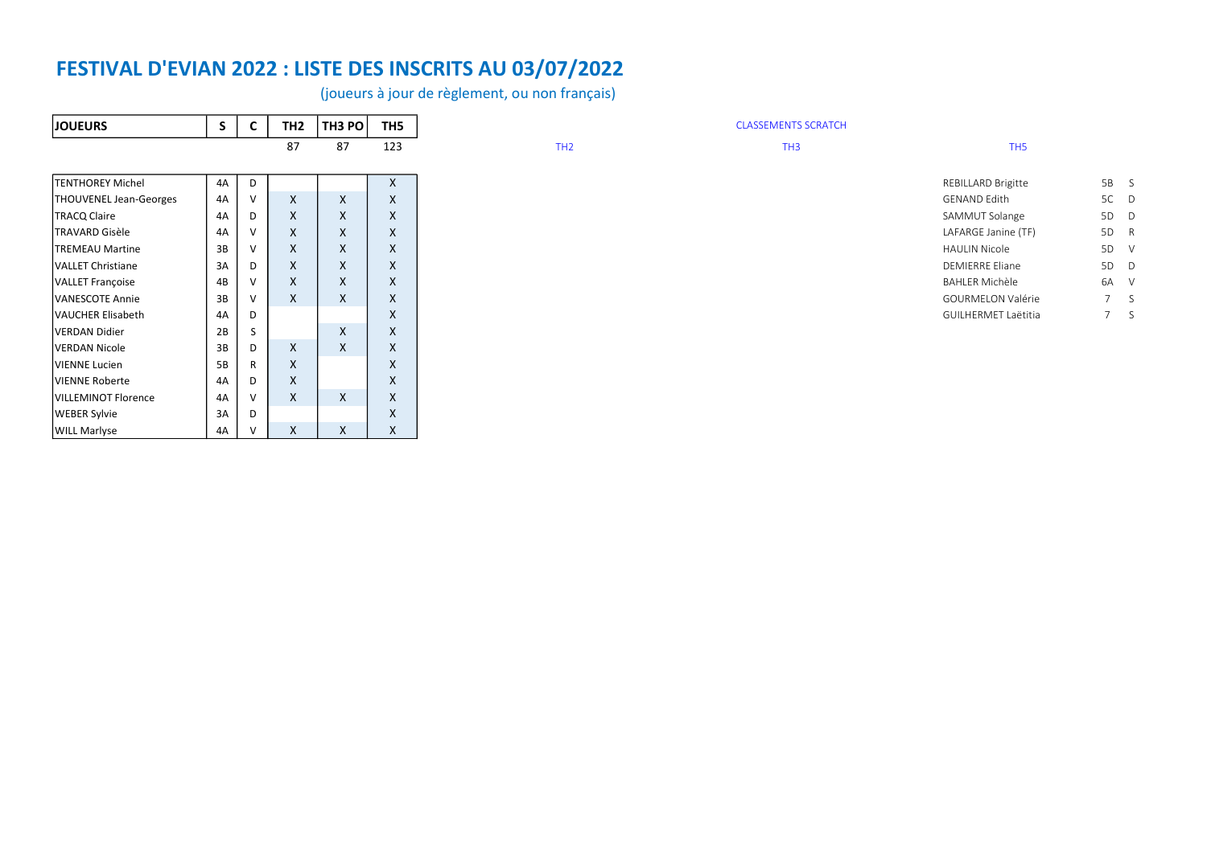# FESTIVAL D'EVIAN 2022 : LISTE DES INSCRITS AU 03/07/2022

(joueurs à jour de règlement, ou non français)

| JOUEURS | S | C | TH2 | TH3 PO | TH5 |
|---|---|---|---|---|---|
| | | | 87 | 87 | 123 |
| TENTHOREY Michel | 4A | D | | | X |
| THOUVENEL Jean-Georges | 4A | V | X | X | X |
| TRACQ Claire | 4A | D | X | X | X |
| TRAVARD Gisèle | 4A | V | X | X | X |
| TREMEAU Martine | 3B | V | X | X | X |
| VALLET Christiane | 3A | D | X | X | X |
| VALLET Françoise | 4B | V | X | X | X |
| VANESCOTE Annie | 3B | V | X | X | X |
| VAUCHER Elisabeth | 4A | D | | | X |
| VERDAN Didier | 2B | S | | X | X |
| VERDAN Nicole | 3B | D | X | X | X |
| VIENNE Lucien | 5B | R | X | | X |
| VIENNE Roberte | 4A | D | X | | X |
| VILLEMINOT Florence | 4A | V | X | X | X |
| WEBER Sylvie | 3A | D | | | X |
| WILL Marlyse | 4A | V | X | X | X |

CLASSEMENTS SCRATCH

TH2

TH3

TH5

| | | |
|---|---|---|
| REBILLARD Brigitte | 5B | S |
| GENAND Edith | 5C | D |
| SAMMUT Solange | 5D | D |
| LAFARGE Janine (TF) | 5D | R |
| HAULIN Nicole | 5D | V |
| DEMIERRE Eliane | 5D | D |
| BAHLER Michèle | 6A | V |
| GOURMELON Valérie | 7 | S |
| GUILHERMET Laëtitia | 7 | S |